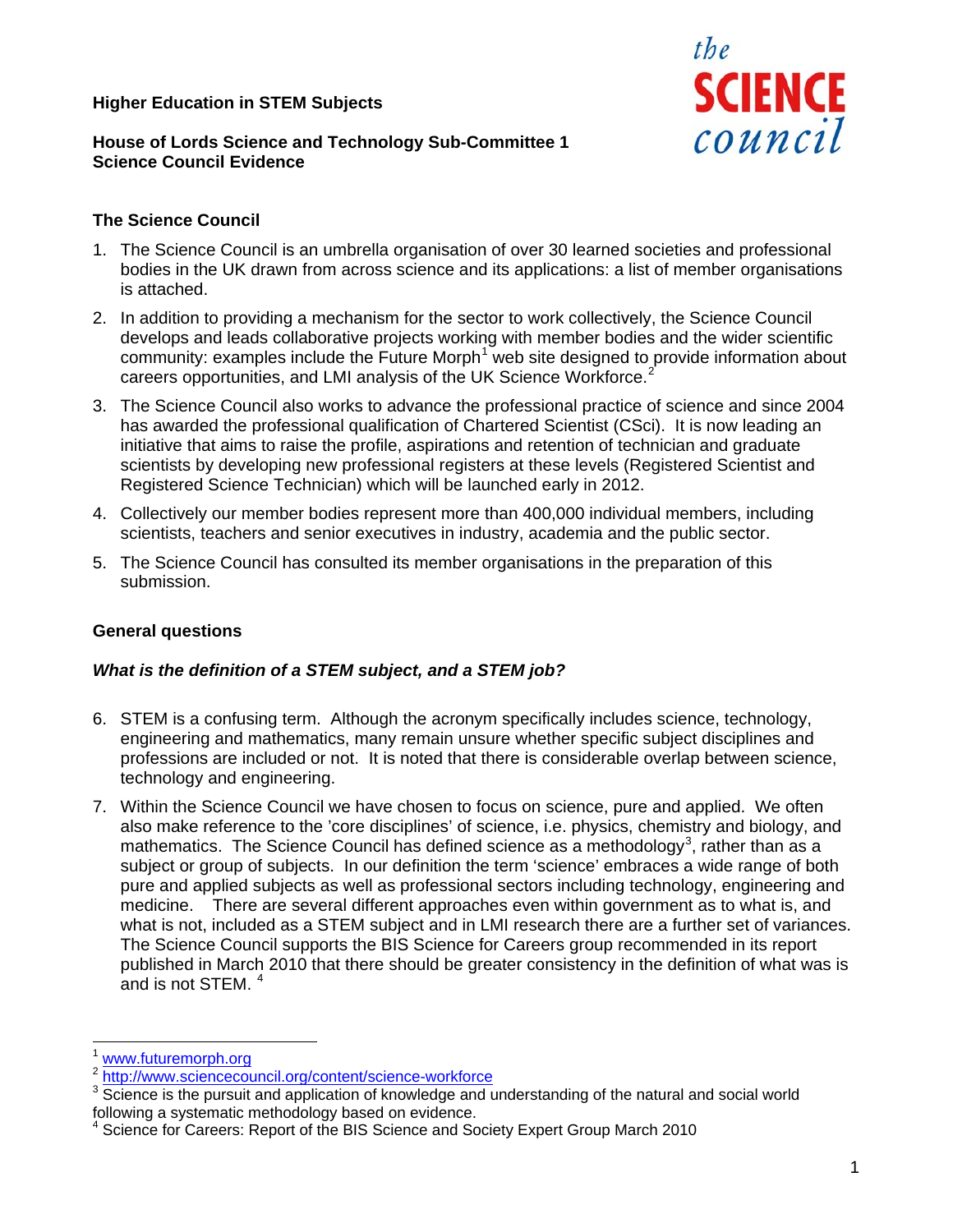**Higher Education in STEM Subjects**

**House of Lords Science and Technology Sub-Committee 1**
**Science Council Evidence**

the **SCIENCE** council

### The Science Council

1. The Science Council is an umbrella organisation of over 30 learned societies and professional bodies in the UK drawn from across science and its applications: a list of member organisations is attached.
2. In addition to providing a mechanism for the sector to work collectively, the Science Council develops and leads collaborative projects working with member bodies and the wider scientific community: examples include the Future Morph[1] web site designed to provide information about careers opportunities, and LMI analysis of the UK Science Workforce.[2]
3. The Science Council also works to advance the professional practice of science and since 2004 has awarded the professional qualification of Chartered Scientist (CSci). It is now leading an initiative that aims to raise the profile, aspirations and retention of technician and graduate scientists by developing new professional registers at these levels (Registered Scientist and Registered Science Technician) which will be launched early in 2012.
4. Collectively our member bodies represent more than 400,000 individual members, including scientists, teachers and senior executives in industry, academia and the public sector.
5. The Science Council has consulted its member organisations in the preparation of this submission.

### General questions

***What is the definition of a STEM subject, and a STEM job?***

6. STEM is a confusing term. Although the acronym specifically includes science, technology, engineering and mathematics, many remain unsure whether specific subject disciplines and professions are included or not. It is noted that there is considerable overlap between science, technology and engineering.
7. Within the Science Council we have chosen to focus on science, pure and applied. We often also make reference to the 'core disciplines' of science, i.e. physics, chemistry and biology, and mathematics. The Science Council has defined science as a methodology[3], rather than as a subject or group of subjects. In our definition the term 'science' embraces a wide range of both pure and applied subjects as well as professional sectors including technology, engineering and medicine. There are several different approaches even within government as to what is, and what is not, included as a STEM subject and in LMI research there are a further set of variances. The Science Council supports the BIS Science for Careers group recommended in its report published in March 2010 that there should be greater consistency in the definition of what was is and is not STEM. [4]

---

[1] www.futuremorph.org
[2] http://www.sciencecouncil.org/content/science-workforce
[3] Science is the pursuit and application of knowledge and understanding of the natural and social world following a systematic methodology based on evidence.
[4] Science for Careers: Report of the BIS Science and Society Expert Group March 2010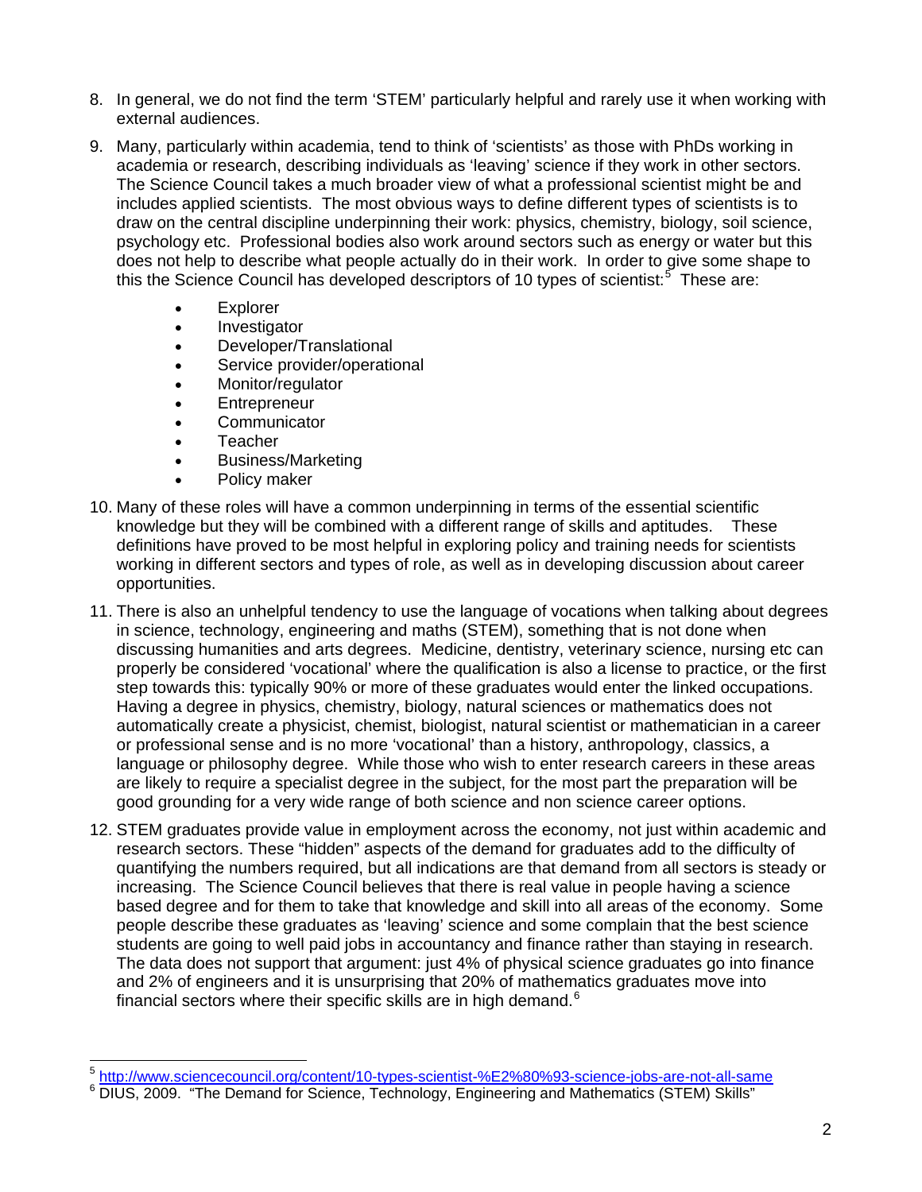8. In general, we do not find the term 'STEM' particularly helpful and rarely use it when working with external audiences.

9. Many, particularly within academia, tend to think of 'scientists' as those with PhDs working in academia or research, describing individuals as 'leaving' science if they work in other sectors. The Science Council takes a much broader view of what a professional scientist might be and includes applied scientists. The most obvious ways to define different types of scientists is to draw on the central discipline underpinning their work: physics, chemistry, biology, soil science, psychology etc. Professional bodies also work around sectors such as energy or water but this does not help to describe what people actually do in their work. In order to give some shape to this the Science Council has developed descriptors of 10 types of scientist:[5] These are:

    - Explorer
    - Investigator
    - Developer/Translational
    - Service provider/operational
    - Monitor/regulator
    - Entrepreneur
    - Communicator
    - Teacher
    - Business/Marketing
    - Policy maker

10. Many of these roles will have a common underpinning in terms of the essential scientific knowledge but they will be combined with a different range of skills and aptitudes. These definitions have proved to be most helpful in exploring policy and training needs for scientists working in different sectors and types of role, as well as in developing discussion about career opportunities.

11. There is also an unhelpful tendency to use the language of vocations when talking about degrees in science, technology, engineering and maths (STEM), something that is not done when discussing humanities and arts degrees. Medicine, dentistry, veterinary science, nursing etc can properly be considered 'vocational' where the qualification is also a license to practice, or the first step towards this: typically 90% or more of these graduates would enter the linked occupations. Having a degree in physics, chemistry, biology, natural sciences or mathematics does not automatically create a physicist, chemist, biologist, natural scientist or mathematician in a career or professional sense and is no more 'vocational' than a history, anthropology, classics, a language or philosophy degree. While those who wish to enter research careers in these areas are likely to require a specialist degree in the subject, for the most part the preparation will be good grounding for a very wide range of both science and non science career options.

12. STEM graduates provide value in employment across the economy, not just within academic and research sectors. These "hidden" aspects of the demand for graduates add to the difficulty of quantifying the numbers required, but all indications are that demand from all sectors is steady or increasing. The Science Council believes that there is real value in people having a science based degree and for them to take that knowledge and skill into all areas of the economy. Some people describe these graduates as 'leaving' science and some complain that the best science students are going to well paid jobs in accountancy and finance rather than staying in research. The data does not support that argument: just 4% of physical science graduates go into finance and 2% of engineers and it is unsurprising that 20% of mathematics graduates move into financial sectors where their specific skills are in high demand.[6]

---

[5] http://www.sciencecouncil.org/content/10-types-scientist-%E2%80%93-science-jobs-are-not-all-same

[6] DIUS, 2009. "The Demand for Science, Technology, Engineering and Mathematics (STEM) Skills"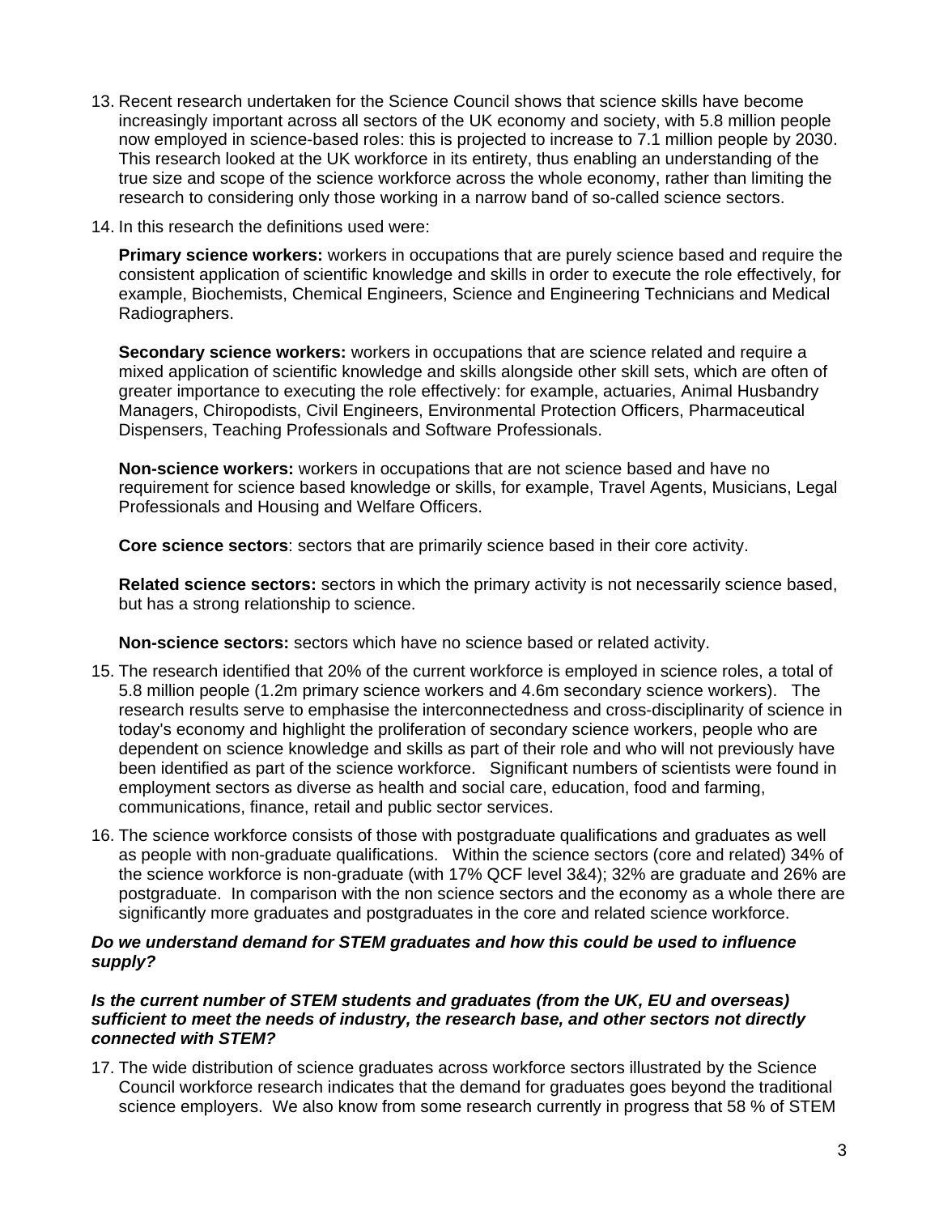13. Recent research undertaken for the Science Council shows that science skills have become increasingly important across all sectors of the UK economy and society, with 5.8 million people now employed in science-based roles: this is projected to increase to 7.1 million people by 2030. This research looked at the UK workforce in its entirety, thus enabling an understanding of the true size and scope of the science workforce across the whole economy, rather than limiting the research to considering only those working in a narrow band of so-called science sectors.

14. In this research the definitions used were:

    **Primary science workers:** workers in occupations that are purely science based and require the consistent application of scientific knowledge and skills in order to execute the role effectively, for example, Biochemists, Chemical Engineers, Science and Engineering Technicians and Medical Radiographers.

    **Secondary science workers:** workers in occupations that are science related and require a mixed application of scientific knowledge and skills alongside other skill sets, which are often of greater importance to executing the role effectively: for example, actuaries, Animal Husbandry Managers, Chiropodists, Civil Engineers, Environmental Protection Officers, Pharmaceutical Dispensers, Teaching Professionals and Software Professionals.

    **Non-science workers:** workers in occupations that are not science based and have no requirement for science based knowledge or skills, for example, Travel Agents, Musicians, Legal Professionals and Housing and Welfare Officers.

    **Core science sectors**: sectors that are primarily science based in their core activity.

    **Related science sectors:** sectors in which the primary activity is not necessarily science based, but has a strong relationship to science.

    **Non-science sectors:** sectors which have no science based or related activity.

15. The research identified that 20% of the current workforce is employed in science roles, a total of 5.8 million people (1.2m primary science workers and 4.6m secondary science workers). The research results serve to emphasise the interconnectedness and cross-disciplinarity of science in today's economy and highlight the proliferation of secondary science workers, people who are dependent on science knowledge and skills as part of their role and who will not previously have been identified as part of the science workforce. Significant numbers of scientists were found in employment sectors as diverse as health and social care, education, food and farming, communications, finance, retail and public sector services.

16. The science workforce consists of those with postgraduate qualifications and graduates as well as people with non-graduate qualifications. Within the science sectors (core and related) 34% of the science workforce is non-graduate (with 17% QCF level 3&4); 32% are graduate and 26% are postgraduate. In comparison with the non science sectors and the economy as a whole there are significantly more graduates and postgraduates in the core and related science workforce.

***Do we understand demand for STEM graduates and how this could be used to influence supply?***

***Is the current number of STEM students and graduates (from the UK, EU and overseas) sufficient to meet the needs of industry, the research base, and other sectors not directly connected with STEM?***

17. The wide distribution of science graduates across workforce sectors illustrated by the Science Council workforce research indicates that the demand for graduates goes beyond the traditional science employers. We also know from some research currently in progress that 58 % of STEM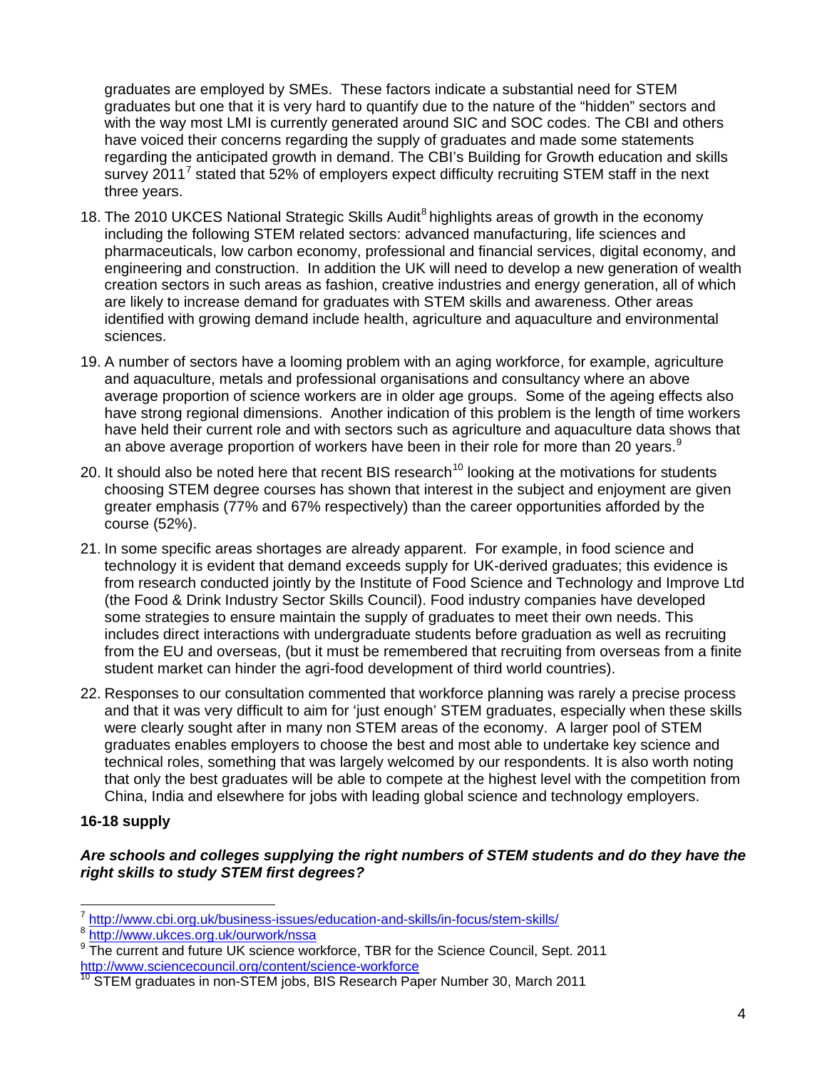graduates are employed by SMEs. These factors indicate a substantial need for STEM graduates but one that it is very hard to quantify due to the nature of the "hidden" sectors and with the way most LMI is currently generated around SIC and SOC codes. The CBI and others have voiced their concerns regarding the supply of graduates and made some statements regarding the anticipated growth in demand. The CBI's Building for Growth education and skills survey 2011[7] stated that 52% of employers expect difficulty recruiting STEM staff in the next three years.

18. The 2010 UKCES National Strategic Skills Audit[8] highlights areas of growth in the economy including the following STEM related sectors: advanced manufacturing, life sciences and pharmaceuticals, low carbon economy, professional and financial services, digital economy, and engineering and construction. In addition the UK will need to develop a new generation of wealth creation sectors in such areas as fashion, creative industries and energy generation, all of which are likely to increase demand for graduates with STEM skills and awareness. Other areas identified with growing demand include health, agriculture and aquaculture and environmental sciences.

19. A number of sectors have a looming problem with an aging workforce, for example, agriculture and aquaculture, metals and professional organisations and consultancy where an above average proportion of science workers are in older age groups. Some of the ageing effects also have strong regional dimensions. Another indication of this problem is the length of time workers have held their current role and with sectors such as agriculture and aquaculture data shows that an above average proportion of workers have been in their role for more than 20 years.[9]

20. It should also be noted here that recent BIS research[10] looking at the motivations for students choosing STEM degree courses has shown that interest in the subject and enjoyment are given greater emphasis (77% and 67% respectively) than the career opportunities afforded by the course (52%).

21. In some specific areas shortages are already apparent. For example, in food science and technology it is evident that demand exceeds supply for UK-derived graduates; this evidence is from research conducted jointly by the Institute of Food Science and Technology and Improve Ltd (the Food & Drink Industry Sector Skills Council). Food industry companies have developed some strategies to ensure maintain the supply of graduates to meet their own needs. This includes direct interactions with undergraduate students before graduation as well as recruiting from the EU and overseas, (but it must be remembered that recruiting from overseas from a finite student market can hinder the agri-food development of third world countries).

22. Responses to our consultation commented that workforce planning was rarely a precise process and that it was very difficult to aim for 'just enough' STEM graduates, especially when these skills were clearly sought after in many non STEM areas of the economy. A larger pool of STEM graduates enables employers to choose the best and most able to undertake key science and technical roles, something that was largely welcomed by our respondents. It is also worth noting that only the best graduates will be able to compete at the highest level with the competition from China, India and elsewhere for jobs with leading global science and technology employers.

**16-18 supply**

***Are schools and colleges supplying the right numbers of STEM students and do they have the right skills to study STEM first degrees?***

---

[7] http://www.cbi.org.uk/business-issues/education-and-skills/in-focus/stem-skills/

[8] http://www.ukces.org.uk/ourwork/nssa

[9] The current and future UK science workforce, TBR for the Science Council, Sept. 2011 http://www.sciencecouncil.org/content/science-workforce

[10] STEM graduates in non-STEM jobs, BIS Research Paper Number 30, March 2011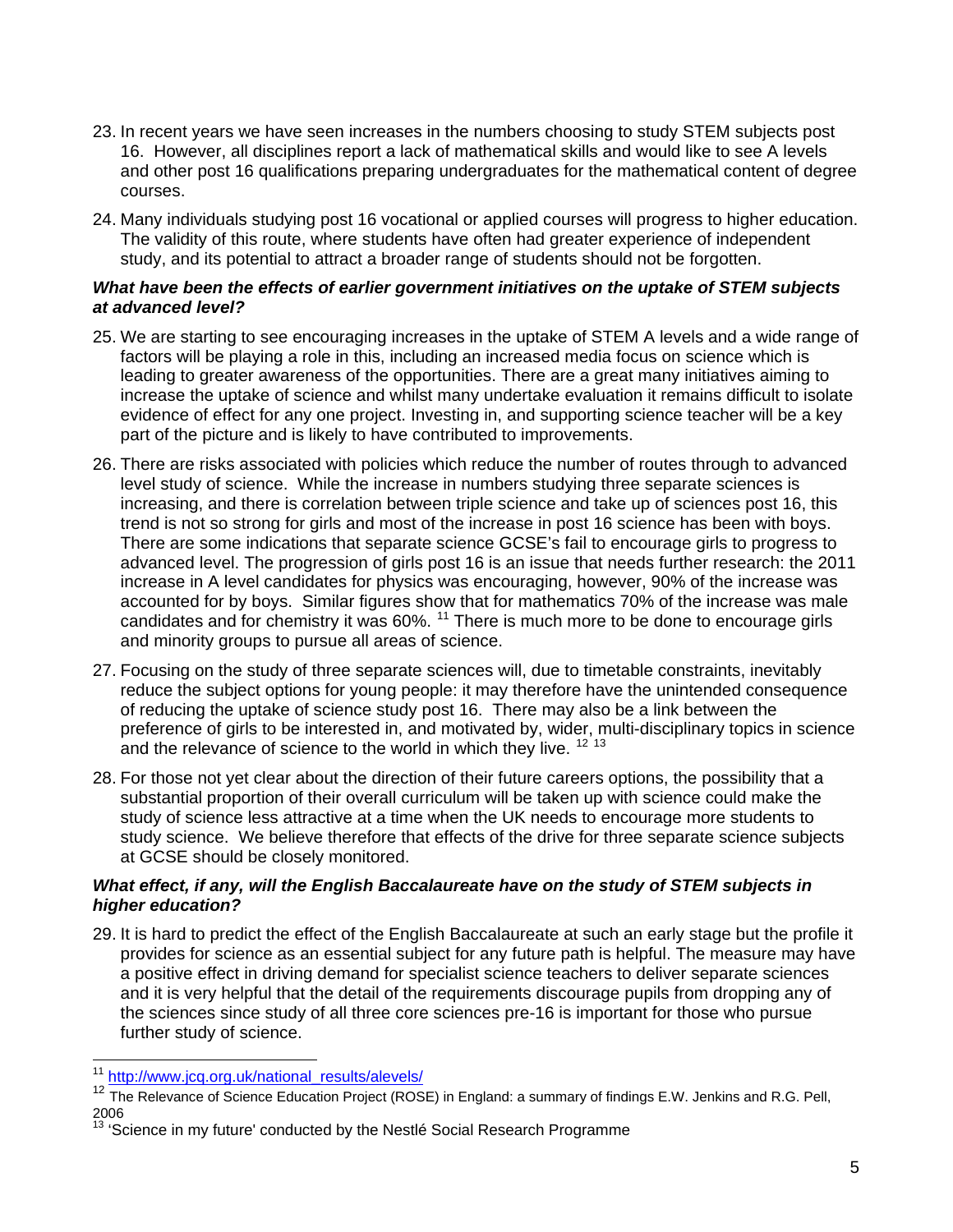23. In recent years we have seen increases in the numbers choosing to study STEM subjects post 16. However, all disciplines report a lack of mathematical skills and would like to see A levels and other post 16 qualifications preparing undergraduates for the mathematical content of degree courses.

24. Many individuals studying post 16 vocational or applied courses will progress to higher education. The validity of this route, where students have often had greater experience of independent study, and its potential to attract a broader range of students should not be forgotten.

***What have been the effects of earlier government initiatives on the uptake of STEM subjects at advanced level?***

25. We are starting to see encouraging increases in the uptake of STEM A levels and a wide range of factors will be playing a role in this, including an increased media focus on science which is leading to greater awareness of the opportunities. There are a great many initiatives aiming to increase the uptake of science and whilst many undertake evaluation it remains difficult to isolate evidence of effect for any one project. Investing in, and supporting science teacher will be a key part of the picture and is likely to have contributed to improvements.

26. There are risks associated with policies which reduce the number of routes through to advanced level study of science. While the increase in numbers studying three separate sciences is increasing, and there is correlation between triple science and take up of sciences post 16, this trend is not so strong for girls and most of the increase in post 16 science has been with boys. There are some indications that separate science GCSE's fail to encourage girls to progress to advanced level. The progression of girls post 16 is an issue that needs further research: the 2011 increase in A level candidates for physics was encouraging, however, 90% of the increase was accounted for by boys. Similar figures show that for mathematics 70% of the increase was male candidates and for chemistry it was 60%. [11] There is much more to be done to encourage girls and minority groups to pursue all areas of science.

27. Focusing on the study of three separate sciences will, due to timetable constraints, inevitably reduce the subject options for young people: it may therefore have the unintended consequence of reducing the uptake of science study post 16. There may also be a link between the preference of girls to be interested in, and motivated by, wider, multi-disciplinary topics in science and the relevance of science to the world in which they live. [12] [13]

28. For those not yet clear about the direction of their future careers options, the possibility that a substantial proportion of their overall curriculum will be taken up with science could make the study of science less attractive at a time when the UK needs to encourage more students to study science. We believe therefore that effects of the drive for three separate science subjects at GCSE should be closely monitored.

***What effect, if any, will the English Baccalaureate have on the study of STEM subjects in higher education?***

29. It is hard to predict the effect of the English Baccalaureate at such an early stage but the profile it provides for science as an essential subject for any future path is helpful. The measure may have a positive effect in driving demand for specialist science teachers to deliver separate sciences and it is very helpful that the detail of the requirements discourage pupils from dropping any of the sciences since study of all three core sciences pre-16 is important for those who pursue further study of science.

---

[11] http://www.jcq.org.uk/national_results/alevels/

[12] The Relevance of Science Education Project (ROSE) in England: a summary of findings E.W. Jenkins and R.G. Pell, 2006

[13] 'Science in my future' conducted by the Nestlé Social Research Programme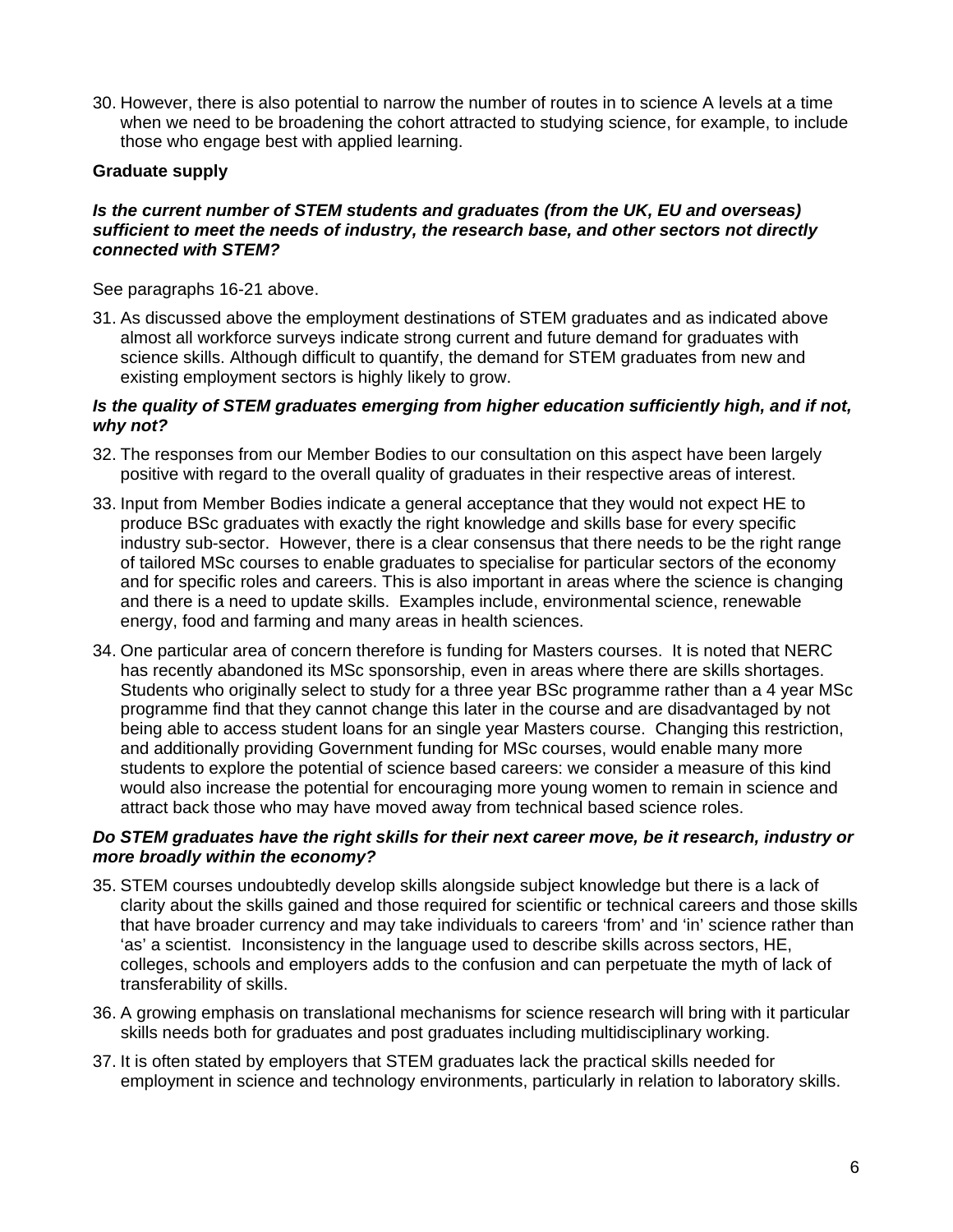30. However, there is also potential to narrow the number of routes in to science A levels at a time when we need to be broadening the cohort attracted to studying science, for example, to include those who engage best with applied learning.

**Graduate supply**

***Is the current number of STEM students and graduates (from the UK, EU and overseas) sufficient to meet the needs of industry, the research base, and other sectors not directly connected with STEM?***

See paragraphs 16-21 above.

31. As discussed above the employment destinations of STEM graduates and as indicated above almost all workforce surveys indicate strong current and future demand for graduates with science skills. Although difficult to quantify, the demand for STEM graduates from new and existing employment sectors is highly likely to grow.

***Is the quality of STEM graduates emerging from higher education sufficiently high, and if not, why not?***

32. The responses from our Member Bodies to our consultation on this aspect have been largely positive with regard to the overall quality of graduates in their respective areas of interest.

33. Input from Member Bodies indicate a general acceptance that they would not expect HE to produce BSc graduates with exactly the right knowledge and skills base for every specific industry sub-sector. However, there is a clear consensus that there needs to be the right range of tailored MSc courses to enable graduates to specialise for particular sectors of the economy and for specific roles and careers. This is also important in areas where the science is changing and there is a need to update skills. Examples include, environmental science, renewable energy, food and farming and many areas in health sciences.

34. One particular area of concern therefore is funding for Masters courses. It is noted that NERC has recently abandoned its MSc sponsorship, even in areas where there are skills shortages. Students who originally select to study for a three year BSc programme rather than a 4 year MSc programme find that they cannot change this later in the course and are disadvantaged by not being able to access student loans for an single year Masters course. Changing this restriction, and additionally providing Government funding for MSc courses, would enable many more students to explore the potential of science based careers: we consider a measure of this kind would also increase the potential for encouraging more young women to remain in science and attract back those who may have moved away from technical based science roles.

***Do STEM graduates have the right skills for their next career move, be it research, industry or more broadly within the economy?***

35. STEM courses undoubtedly develop skills alongside subject knowledge but there is a lack of clarity about the skills gained and those required for scientific or technical careers and those skills that have broader currency and may take individuals to careers 'from' and 'in' science rather than 'as' a scientist. Inconsistency in the language used to describe skills across sectors, HE, colleges, schools and employers adds to the confusion and can perpetuate the myth of lack of transferability of skills.

36. A growing emphasis on translational mechanisms for science research will bring with it particular skills needs both for graduates and post graduates including multidisciplinary working.

37. It is often stated by employers that STEM graduates lack the practical skills needed for employment in science and technology environments, particularly in relation to laboratory skills.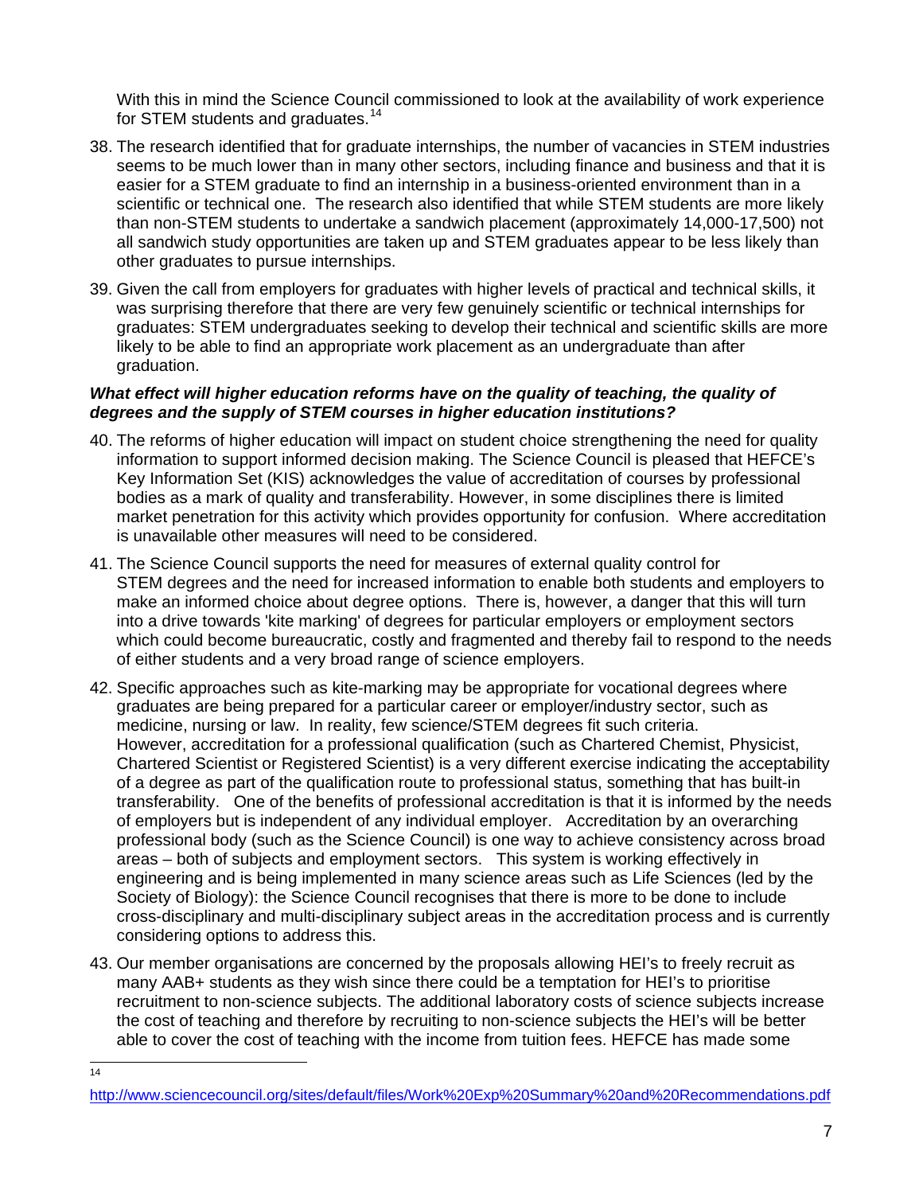With this in mind the Science Council commissioned to look at the availability of work experience for STEM students and graduates.[14]

38. The research identified that for graduate internships, the number of vacancies in STEM industries seems to be much lower than in many other sectors, including finance and business and that it is easier for a STEM graduate to find an internship in a business-oriented environment than in a scientific or technical one. The research also identified that while STEM students are more likely than non-STEM students to undertake a sandwich placement (approximately 14,000-17,500) not all sandwich study opportunities are taken up and STEM graduates appear to be less likely than other graduates to pursue internships.

39. Given the call from employers for graduates with higher levels of practical and technical skills, it was surprising therefore that there are very few genuinely scientific or technical internships for graduates: STEM undergraduates seeking to develop their technical and scientific skills are more likely to be able to find an appropriate work placement as an undergraduate than after graduation.

***What effect will higher education reforms have on the quality of teaching, the quality of degrees and the supply of STEM courses in higher education institutions?***

40. The reforms of higher education will impact on student choice strengthening the need for quality information to support informed decision making. The Science Council is pleased that HEFCE's Key Information Set (KIS) acknowledges the value of accreditation of courses by professional bodies as a mark of quality and transferability. However, in some disciplines there is limited market penetration for this activity which provides opportunity for confusion. Where accreditation is unavailable other measures will need to be considered.

41. The Science Council supports the need for measures of external quality control for STEM degrees and the need for increased information to enable both students and employers to make an informed choice about degree options. There is, however, a danger that this will turn into a drive towards 'kite marking' of degrees for particular employers or employment sectors which could become bureaucratic, costly and fragmented and thereby fail to respond to the needs of either students and a very broad range of science employers.

42. Specific approaches such as kite-marking may be appropriate for vocational degrees where graduates are being prepared for a particular career or employer/industry sector, such as medicine, nursing or law. In reality, few science/STEM degrees fit such criteria. However, accreditation for a professional qualification (such as Chartered Chemist, Physicist, Chartered Scientist or Registered Scientist) is a very different exercise indicating the acceptability of a degree as part of the qualification route to professional status, something that has built-in transferability. One of the benefits of professional accreditation is that it is informed by the needs of employers but is independent of any individual employer. Accreditation by an overarching professional body (such as the Science Council) is one way to achieve consistency across broad areas – both of subjects and employment sectors. This system is working effectively in engineering and is being implemented in many science areas such as Life Sciences (led by the Society of Biology): the Science Council recognises that there is more to be done to include cross-disciplinary and multi-disciplinary subject areas in the accreditation process and is currently considering options to address this.

43. Our member organisations are concerned by the proposals allowing HEI's to freely recruit as many AAB+ students as they wish since there could be a temptation for HEI's to prioritise recruitment to non-science subjects. The additional laboratory costs of science subjects increase the cost of teaching and therefore by recruiting to non-science subjects the HEI's will be better able to cover the cost of teaching with the income from tuition fees. HEFCE has made some

---

[14] http://www.sciencecouncil.org/sites/default/files/Work%20Exp%20Summary%20and%20Recommendations.pdf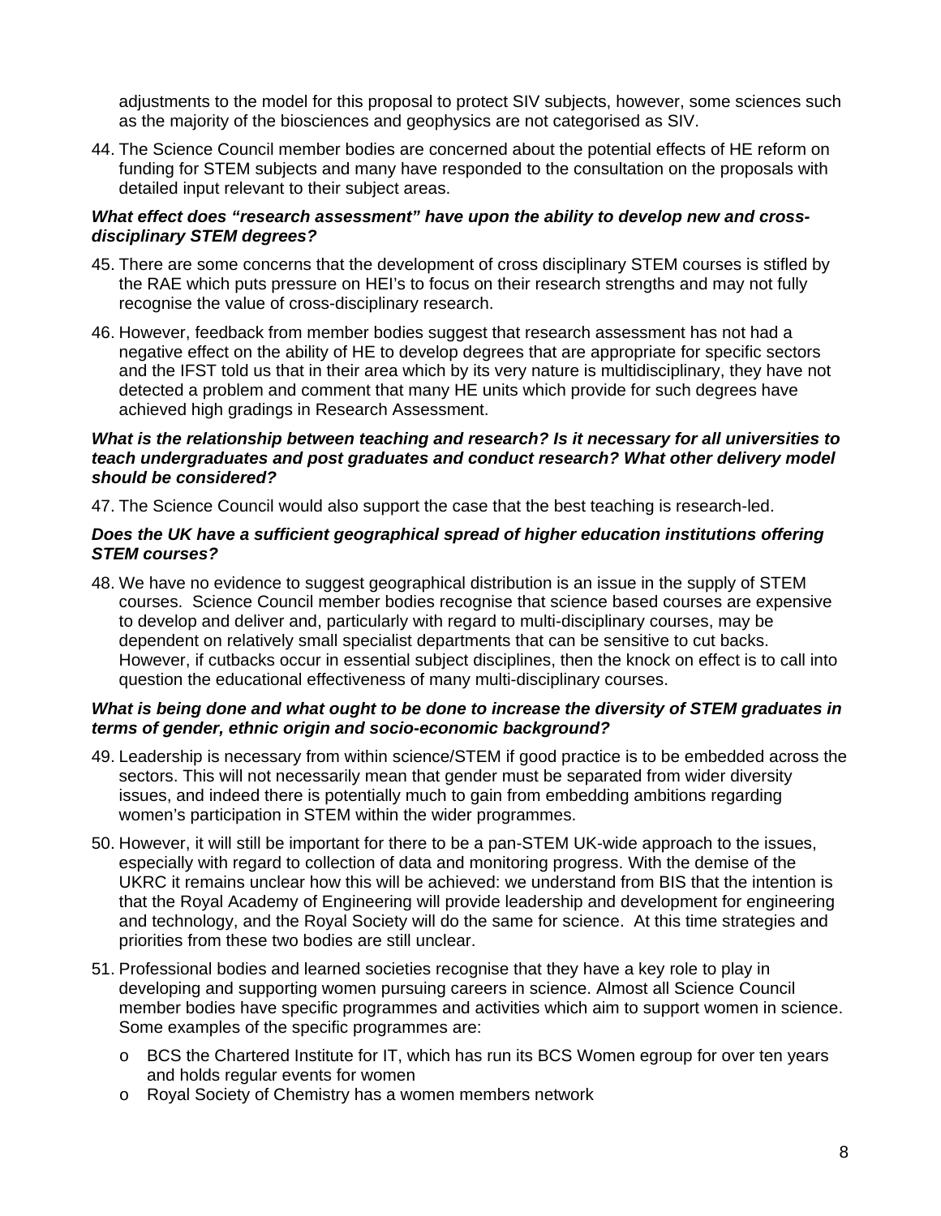adjustments to the model for this proposal to protect SIV subjects, however, some sciences such as the majority of the biosciences and geophysics are not categorised as SIV.

44. The Science Council member bodies are concerned about the potential effects of HE reform on funding for STEM subjects and many have responded to the consultation on the proposals with detailed input relevant to their subject areas.

***What effect does "research assessment" have upon the ability to develop new and cross-disciplinary STEM degrees?***

45. There are some concerns that the development of cross disciplinary STEM courses is stifled by the RAE which puts pressure on HEI's to focus on their research strengths and may not fully recognise the value of cross-disciplinary research.

46. However, feedback from member bodies suggest that research assessment has not had a negative effect on the ability of HE to develop degrees that are appropriate for specific sectors and the IFST told us that in their area which by its very nature is multidisciplinary, they have not detected a problem and comment that many HE units which provide for such degrees have achieved high gradings in Research Assessment.

***What is the relationship between teaching and research? Is it necessary for all universities to teach undergraduates and post graduates and conduct research? What other delivery model should be considered?***

47. The Science Council would also support the case that the best teaching is research-led.

***Does the UK have a sufficient geographical spread of higher education institutions offering STEM courses?***

48. We have no evidence to suggest geographical distribution is an issue in the supply of STEM courses. Science Council member bodies recognise that science based courses are expensive to develop and deliver and, particularly with regard to multi-disciplinary courses, may be dependent on relatively small specialist departments that can be sensitive to cut backs. However, if cutbacks occur in essential subject disciplines, then the knock on effect is to call into question the educational effectiveness of many multi-disciplinary courses.

***What is being done and what ought to be done to increase the diversity of STEM graduates in terms of gender, ethnic origin and socio-economic background?***

49. Leadership is necessary from within science/STEM if good practice is to be embedded across the sectors. This will not necessarily mean that gender must be separated from wider diversity issues, and indeed there is potentially much to gain from embedding ambitions regarding women's participation in STEM within the wider programmes.

50. However, it will still be important for there to be a pan-STEM UK-wide approach to the issues, especially with regard to collection of data and monitoring progress. With the demise of the UKRC it remains unclear how this will be achieved: we understand from BIS that the intention is that the Royal Academy of Engineering will provide leadership and development for engineering and technology, and the Royal Society will do the same for science. At this time strategies and priorities from these two bodies are still unclear.

51. Professional bodies and learned societies recognise that they have a key role to play in developing and supporting women pursuing careers in science. Almost all Science Council member bodies have specific programmes and activities which aim to support women in science. Some examples of the specific programmes are:
    - BCS the Chartered Institute for IT, which has run its BCS Women egroup for over ten years and holds regular events for women
    - Royal Society of Chemistry has a women members network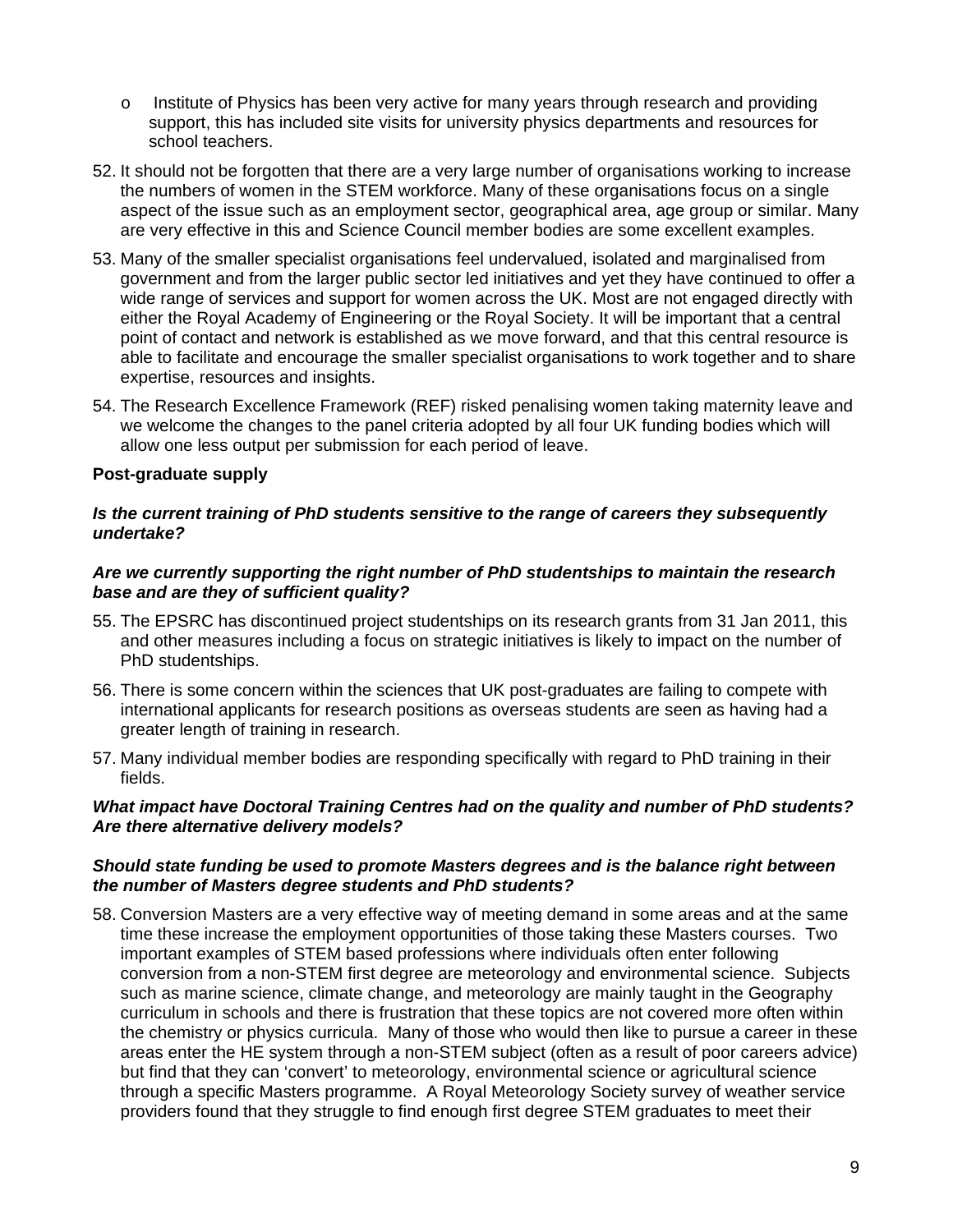- Institute of Physics has been very active for many years through research and providing support, this has included site visits for university physics departments and resources for school teachers.

52. It should not be forgotten that there are a very large number of organisations working to increase the numbers of women in the STEM workforce. Many of these organisations focus on a single aspect of the issue such as an employment sector, geographical area, age group or similar. Many are very effective in this and Science Council member bodies are some excellent examples.

53. Many of the smaller specialist organisations feel undervalued, isolated and marginalised from government and from the larger public sector led initiatives and yet they have continued to offer a wide range of services and support for women across the UK. Most are not engaged directly with either the Royal Academy of Engineering or the Royal Society. It will be important that a central point of contact and network is established as we move forward, and that this central resource is able to facilitate and encourage the smaller specialist organisations to work together and to share expertise, resources and insights.

54. The Research Excellence Framework (REF) risked penalising women taking maternity leave and we welcome the changes to the panel criteria adopted by all four UK funding bodies which will allow one less output per submission for each period of leave.

**Post-graduate supply**

***Is the current training of PhD students sensitive to the range of careers they subsequently undertake?***

***Are we currently supporting the right number of PhD studentships to maintain the research base and are they of sufficient quality?***

55. The EPSRC has discontinued project studentships on its research grants from 31 Jan 2011, this and other measures including a focus on strategic initiatives is likely to impact on the number of PhD studentships.

56. There is some concern within the sciences that UK post-graduates are failing to compete with international applicants for research positions as overseas students are seen as having had a greater length of training in research.

57. Many individual member bodies are responding specifically with regard to PhD training in their fields.

***What impact have Doctoral Training Centres had on the quality and number of PhD students? Are there alternative delivery models?***

***Should state funding be used to promote Masters degrees and is the balance right between the number of Masters degree students and PhD students?***

58. Conversion Masters are a very effective way of meeting demand in some areas and at the same time these increase the employment opportunities of those taking these Masters courses. Two important examples of STEM based professions where individuals often enter following conversion from a non-STEM first degree are meteorology and environmental science. Subjects such as marine science, climate change, and meteorology are mainly taught in the Geography curriculum in schools and there is frustration that these topics are not covered more often within the chemistry or physics curricula. Many of those who would then like to pursue a career in these areas enter the HE system through a non-STEM subject (often as a result of poor careers advice) but find that they can 'convert' to meteorology, environmental science or agricultural science through a specific Masters programme. A Royal Meteorology Society survey of weather service providers found that they struggle to find enough first degree STEM graduates to meet their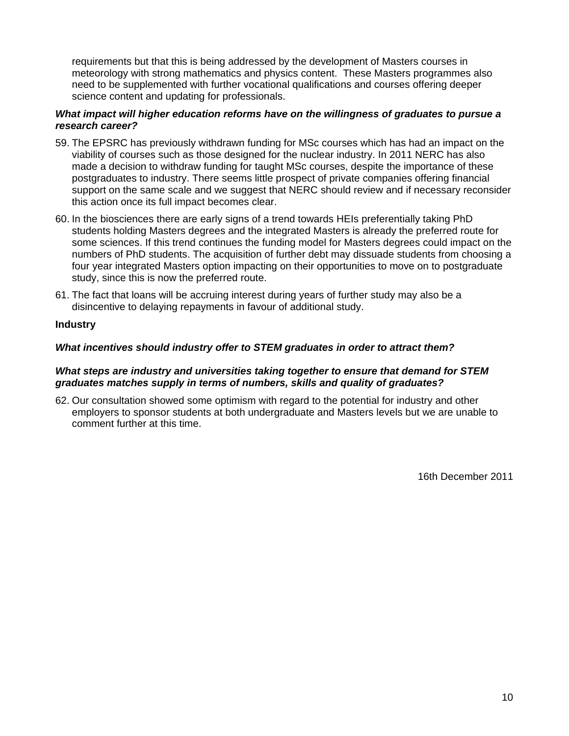requirements but that this is being addressed by the development of Masters courses in meteorology with strong mathematics and physics content. These Masters programmes also need to be supplemented with further vocational qualifications and courses offering deeper science content and updating for professionals.

***What impact will higher education reforms have on the willingness of graduates to pursue a research career?***

59. The EPSRC has previously withdrawn funding for MSc courses which has had an impact on the viability of courses such as those designed for the nuclear industry. In 2011 NERC has also made a decision to withdraw funding for taught MSc courses, despite the importance of these postgraduates to industry. There seems little prospect of private companies offering financial support on the same scale and we suggest that NERC should review and if necessary reconsider this action once its full impact becomes clear.

60. In the biosciences there are early signs of a trend towards HEIs preferentially taking PhD students holding Masters degrees and the integrated Masters is already the preferred route for some sciences. If this trend continues the funding model for Masters degrees could impact on the numbers of PhD students. The acquisition of further debt may dissuade students from choosing a four year integrated Masters option impacting on their opportunities to move on to postgraduate study, since this is now the preferred route.

61. The fact that loans will be accruing interest during years of further study may also be a disincentive to delaying repayments in favour of additional study.

**Industry**

***What incentives should industry offer to STEM graduates in order to attract them?***

***What steps are industry and universities taking together to ensure that demand for STEM graduates matches supply in terms of numbers, skills and quality of graduates?***

62. Our consultation showed some optimism with regard to the potential for industry and other employers to sponsor students at both undergraduate and Masters levels but we are unable to comment further at this time.

16th December 2011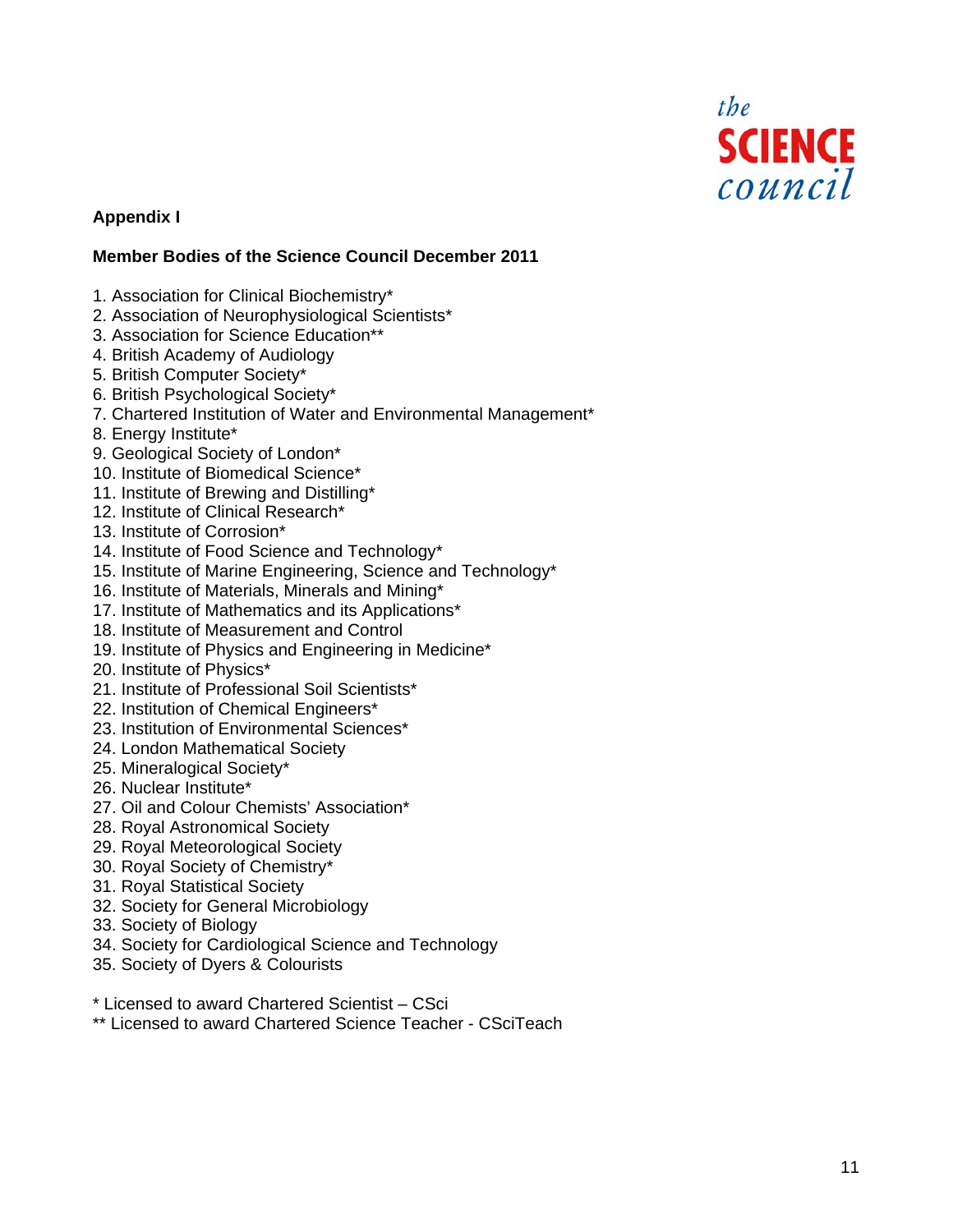**Appendix I**

**Member Bodies of the Science Council December 2011**

1. Association for Clinical Biochemistry*
2. Association of Neurophysiological Scientists*
3. Association for Science Education**
4. British Academy of Audiology
5. British Computer Society*
6. British Psychological Society*
7. Chartered Institution of Water and Environmental Management*
8. Energy Institute*
9. Geological Society of London*
10. Institute of Biomedical Science*
11. Institute of Brewing and Distilling*
12. Institute of Clinical Research*
13. Institute of Corrosion*
14. Institute of Food Science and Technology*
15. Institute of Marine Engineering, Science and Technology*
16. Institute of Materials, Minerals and Mining*
17. Institute of Mathematics and its Applications*
18. Institute of Measurement and Control
19. Institute of Physics and Engineering in Medicine*
20. Institute of Physics*
21. Institute of Professional Soil Scientists*
22. Institution of Chemical Engineers*
23. Institution of Environmental Sciences*
24. London Mathematical Society
25. Mineralogical Society*
26. Nuclear Institute*
27. Oil and Colour Chemists' Association*
28. Royal Astronomical Society
29. Royal Meteorological Society
30. Royal Society of Chemistry*
31. Royal Statistical Society
32. Society for General Microbiology
33. Society of Biology
34. Society for Cardiological Science and Technology
35. Society of Dyers & Colourists

* Licensed to award Chartered Scientist – CSci
** Licensed to award Chartered Science Teacher - CSciTeach